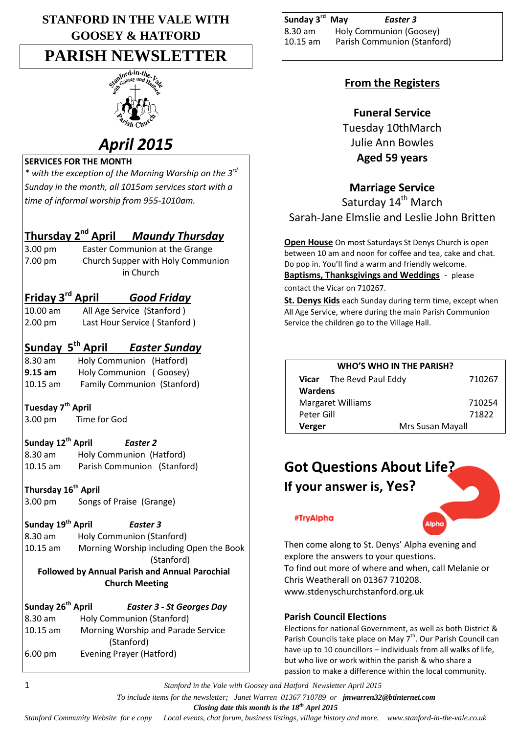# STANFORD IN THE VALE WITH GOOSEY & HATFORD

# PARISH NEWSLETTER

## *April 2015*

**SERVICES FOR THE MONTH**

*\* with the exception of the Morning Worship on the 3rd Sunday in the month, all 1015am services start with a time of informal worship from 955-1010am.*

**Thursday 2nd April** ***Maundy Thursday***

3.00 pm Easter Communion at the Grange
7.00 pm Church Supper with Holy Communion in Church

**Friday 3rd April** ***Good Friday***

10.00 am All Age Service (Stanford )
2.00 pm Last Hour Service ( Stanford )

**Sunday 5th April** ***Easter Sunday***

8.30 am Holy Communion (Hatford)
**9.15 am** Holy Communion ( Goosey)
10.15 am Family Communion (Stanford)

**Tuesday 7th April**

3.00 pm Time for God

**Sunday 12th April** ***Easter 2***

8.30 am Holy Communion (Hatford)
10.15 am Parish Communion (Stanford)

**Thursday 16th April**

3.00 pm Songs of Praise (Grange)

**Sunday 19th April** ***Easter 3***

8.30 am Holy Communion (Stanford)
10.15 am Morning Worship including Open the Book (Stanford)

**Followed by Annual Parish and Annual Parochial Church Meeting**

**Sunday 26th April** ***Easter 3 - St Georges Day***

8.30 am Holy Communion (Stanford)
10.15 am Morning Worship and Parade Service (Stanford)
6.00 pm Evening Prayer (Hatford)

**Sunday 3rd May** ***Easter 3***

8.30 am Holy Communion (Goosey)
10.15 am Parish Communion (Stanford)

## From the Registers

**Funeral Service**
Tuesday 10thMarch
Julie Ann Bowles
**Aged 59 years**

**Marriage Service**
Saturday 14th March
Sarah-Jane Elmslie and Leslie John Britten

**Open House** On most Saturdays St Denys Church is open between 10 am and noon for coffee and tea, cake and chat. Do pop in. You'll find a warm and friendly welcome.

**Baptisms, Thanksgivings and Weddings** - please contact the Vicar on 710267.

**St. Denys Kids** each Sunday during term time, except when All Age Service, where during the main Parish Communion Service the children go to the Village Hall.

| WHO'S WHO IN THE PARISH? | | |
|---|---|---|
| **Vicar** The Revd Paul Eddy | | 710267 |
| **Wardens** | | |
| Margaret Williams | | 710254 |
| Peter Gill | | 71822 |
| **Verger** | Mrs Susan Mayall | |

## Got Questions About Life?

### If your answer is, Yes?

#TryAlpha

Alpha

Then come along to St. Denys' Alpha evening and explore the answers to your questions.
To find out more of where and when, call Melanie or Chris Weatherall on 01367 710208.
www.stdenyschurchstanford.org.uk

### Parish Council Elections

Elections for national Government, as well as both District & Parish Councils take place on May 7th. Our Parish Council can have up to 10 councillors – individuals from all walks of life, but who live or work within the parish & who share a passion to make a difference within the local community.

*Stanford in the Vale with Goosey and Hatford Newsletter April 2015*

*To include items for the newsletter; Janet Warren 01367 710789 or* ***jmwarren32@btinternet.com***

***Closing date this month is the 18th Apri 2015***

*Stanford Community Website for e copy Local events, chat forum, business listings, village history and more. www.stanford-in-the-vale.co.uk*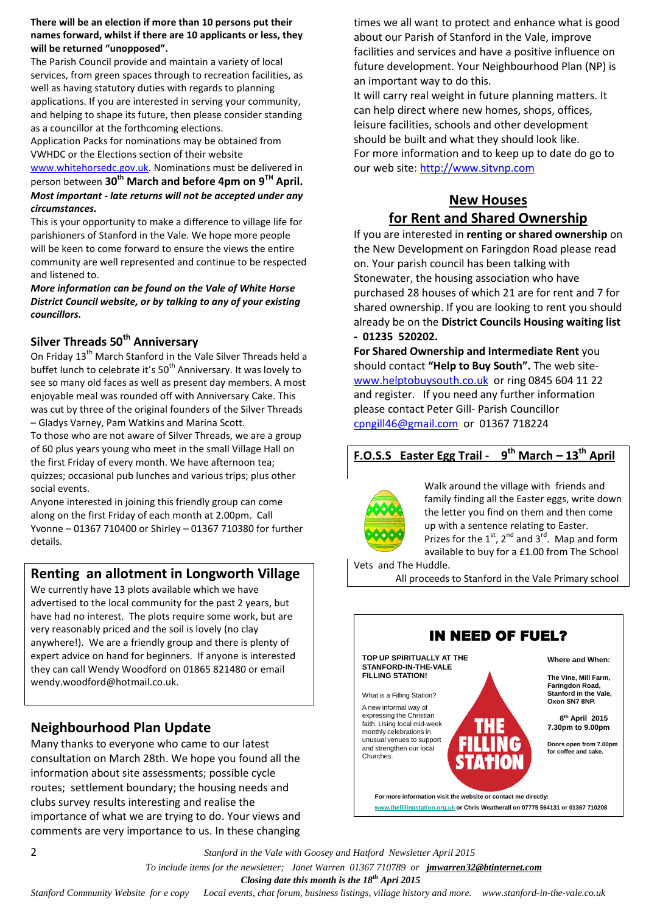**There will be an election if more than 10 persons put their names forward, whilst if there are 10 applicants or less, they will be returned "unopposed".**

The Parish Council provide and maintain a variety of local services, from green spaces through to recreation facilities, as well as having statutory duties with regards to planning applications. If you are interested in serving your community, and helping to shape its future, then please consider standing as a councillor at the forthcoming elections.

Application Packs for nominations may be obtained from VWHDC or the Elections section of their website www.whitehorsedc.gov.uk. Nominations must be delivered in person between **30th March and before 4pm on 9TH April.**

***Most important - late returns will not be accepted under any circumstances.***

This is your opportunity to make a difference to village life for parishioners of Stanford in the Vale. We hope more people will be keen to come forward to ensure the views the entire community are well represented and continue to be respected and listened to.

***More information can be found on the Vale of White Horse District Council website, or by talking to any of your existing councillors.***

## Silver Threads 50th Anniversary

On Friday 13th March Stanford in the Vale Silver Threads held a buffet lunch to celebrate it's 50th Anniversary. It was lovely to see so many old faces as well as present day members. A most enjoyable meal was rounded off with Anniversary Cake. This was cut by three of the original founders of the Silver Threads – Gladys Varney, Pam Watkins and Marina Scott.

To those who are not aware of Silver Threads, we are a group of 60 plus years young who meet in the small Village Hall on the first Friday of every month. We have afternoon tea; quizzes; occasional pub lunches and various trips; plus other social events.

Anyone interested in joining this friendly group can come along on the first Friday of each month at 2.00pm. Call Yvonne – 01367 710400 or Shirley – 01367 710380 for further details.

## Renting an allotment in Longworth Village

We currently have 13 plots available which we have advertised to the local community for the past 2 years, but have had no interest. The plots require some work, but are very reasonably priced and the soil is lovely (no clay anywhere!). We are a friendly group and there is plenty of expert advice on hand for beginners. If anyone is interested they can call Wendy Woodford on 01865 821480 or email wendy.woodford@hotmail.co.uk.

## Neighbourhood Plan Update

Many thanks to everyone who came to our latest consultation on March 28th. We hope you found all the information about site assessments; possible cycle routes; settlement boundary; the housing needs and clubs survey results interesting and realise the importance of what we are trying to do. Your views and comments are very importance to us. In these changing times we all want to protect and enhance what is good about our Parish of Stanford in the Vale, improve facilities and services and have a positive influence on future development. Your Neighbourhood Plan (NP) is an important way to do this.

It will carry real weight in future planning matters. It can help direct where new homes, shops, offices, leisure facilities, schools and other development should be built and what they should look like.

For more information and to keep up to date do go to our web site: http://www.sitvnp.com

## New Houses for Rent and Shared Ownership

If you are interested in **renting or shared ownership** on the New Development on Faringdon Road please read on. Your parish council has been talking with Stonewater, the housing association who have purchased 28 houses of which 21 are for rent and 7 for shared ownership. If you are looking to rent you should already be on the **District Councils Housing waiting list - 01235 520202.**

**For Shared Ownership and Intermediate Rent** you should contact **"Help to Buy South".** The web site- www.helptobuysouth.co.uk or ring 0845 604 11 22 and register. If you need any further information please contact Peter Gill- Parish Councillor cpngill46@gmail.com or 01367 718224

## F.O.S.S Easter Egg Trail - 9th March – 13th April

Walk around the village with friends and family finding all the Easter eggs, write down the letter you find on them and then come up with a sentence relating to Easter. Prizes for the 1st, 2nd and 3rd. Map and form available to buy for a £1.00 from The School Vets and The Huddle.

All proceeds to Stanford in the Vale Primary school

## IN NEED OF FUEL?

**TOP UP SPIRITUALLY AT THE STANFORD-IN-THE-VALE FILLING STATION!**

What is a Filling Station?

A new informal way of expressing the Christian faith. Using local mid-week monthly celebrations in unusual venues to support and strengthen our local Churches.

**THE FILLING STATION**

**Where and When:**

**The Vine, Mill Farm, Faringdon Road, Stanford in the Vale, Oxon SN7 8NP.**

**8th April 2015**
**7.30pm to 9.00pm**

**Doors open from 7.00pm for coffee and cake.**

**For more information visit the website or contact me directly:**
**www.thefillingstation.org.uk or Chris Weatherall on 07775 564131 or 01367 710208**

*Stanford in the Vale with Goosey and Hatford Newsletter April 2015*

*To include items for the newsletter; Janet Warren 01367 710789 or* ***jmwarren32@btinternet.com***

***Closing date this month is the 18th Apri 2015***

*Stanford Community Website for e copy Local events, chat forum, business listings, village history and more. www.stanford-in-the-vale.co.uk*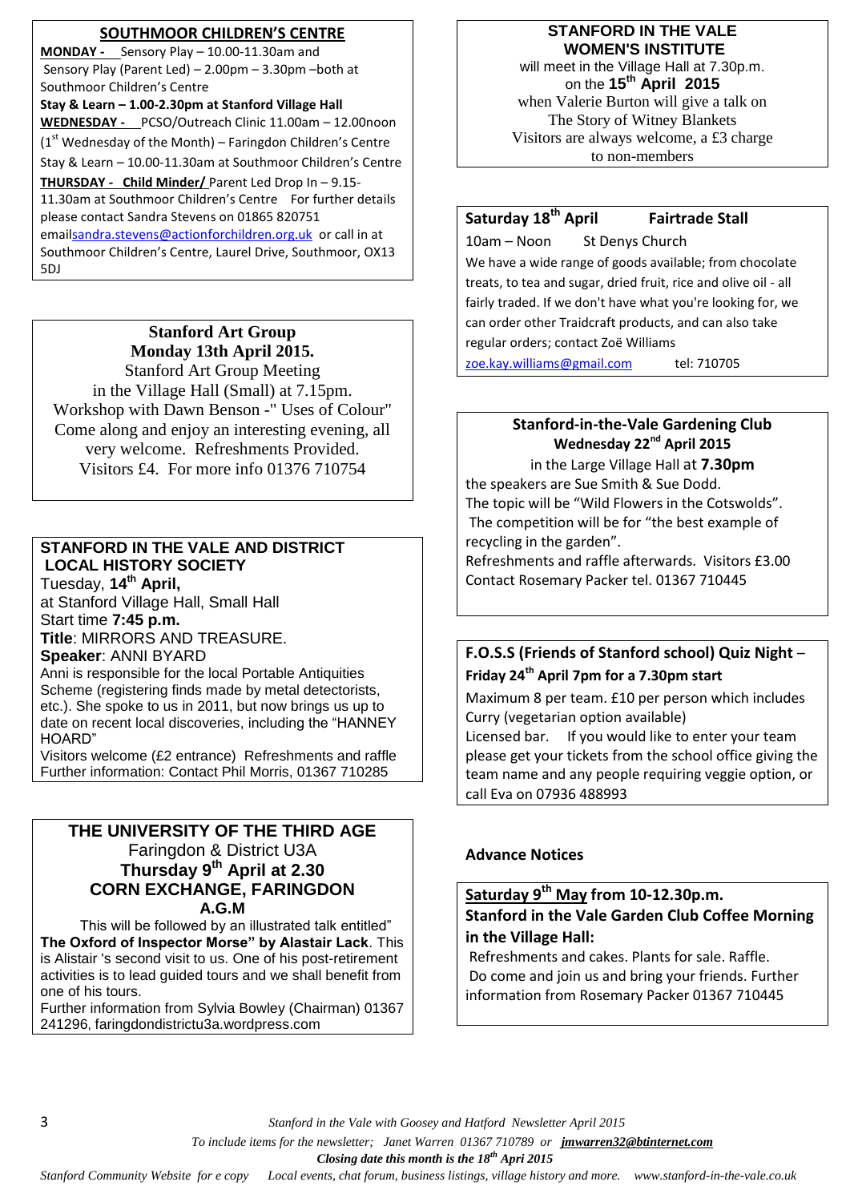## SOUTHMOOR CHILDREN'S CENTRE

**MONDAY -** Sensory Play – 10.00-11.30am and Sensory Play (Parent Led) – 2.00pm – 3.30pm –both at Southmoor Children's Centre

**Stay & Learn – 1.00-2.30pm at Stanford Village Hall**

**WEDNESDAY -** PCSO/Outreach Clinic 11.00am – 12.00noon (1st Wednesday of the Month) – Faringdon Children's Centre

Stay & Learn – 10.00-11.30am at Southmoor Children's Centre

**THURSDAY - Child Minder/** Parent Led Drop In – 9.15-11.30am at Southmoor Children's Centre For further details please contact Sandra Stevens on 01865 820751 email sandra.stevens@actionforchildren.org.uk or call in at Southmoor Children's Centre, Laurel Drive, Southmoor, OX13 5DJ

## Stanford Art Group

**Monday 13th April 2015.**

Stanford Art Group Meeting in the Village Hall (Small) at 7.15pm. Workshop with Dawn Benson -" Uses of Colour" Come along and enjoy an interesting evening, all very welcome. Refreshments Provided. Visitors £4. For more info 01376 710754

## STANFORD IN THE VALE AND DISTRICT LOCAL HISTORY SOCIETY

Tuesday, **14th April,**
at Stanford Village Hall, Small Hall
Start time **7:45 p.m.**
**Title**: MIRRORS AND TREASURE.
**Speaker**: ANNI BYARD

Anni is responsible for the local Portable Antiquities Scheme (registering finds made by metal detectorists, etc.). She spoke to us in 2011, but now brings us up to date on recent local discoveries, including the "HANNEY HOARD"

Visitors welcome (£2 entrance) Refreshments and raffle
Further information: Contact Phil Morris, 01367 710285

## THE UNIVERSITY OF THE THIRD AGE

Faringdon & District U3A
**Thursday 9th April at 2.30**
**CORN EXCHANGE, FARINGDON**
**A.G.M**

This will be followed by an illustrated talk entitled" **The Oxford of Inspector Morse" by Alastair Lack**. This is Alistair 's second visit to us. One of his post-retirement activities is to lead guided tours and we shall benefit from one of his tours.

Further information from Sylvia Bowley (Chairman) 01367 241296, faringdondistrictu3a.wordpress.com

## STANFORD IN THE VALE WOMEN'S INSTITUTE

will meet in the Village Hall at 7.30p.m. on the **15th April 2015** when Valerie Burton will give a talk on The Story of Witney Blankets

Visitors are always welcome, a £3 charge to non-members

## Saturday 18th April Fairtrade Stall

10am – Noon St Denys Church

We have a wide range of goods available; from chocolate treats, to tea and sugar, dried fruit, rice and olive oil - all fairly traded. If we don't have what you're looking for, we can order other Traidcraft products, and can also take regular orders; contact Zoë Williams

zoe.kay.williams@gmail.com tel: 710705

## Stanford-in-the-Vale Gardening Club

**Wednesday 22nd April 2015**

in the Large Village Hall at **7.30pm**

the speakers are Sue Smith & Sue Dodd.

The topic will be "Wild Flowers in the Cotswolds".

The competition will be for "the best example of recycling in the garden".

Refreshments and raffle afterwards. Visitors £3.00

Contact Rosemary Packer tel. 01367 710445

## F.O.S.S (Friends of Stanford school) Quiz Night – Friday 24th April 7pm for a 7.30pm start

Maximum 8 per team. £10 per person which includes Curry (vegetarian option available)

Licensed bar. If you would like to enter your team please get your tickets from the school office giving the team name and any people requiring veggie option, or call Eva on 07936 488993

## Advance Notices

**Saturday 9th May from 10-12.30p.m.**
**Stanford in the Vale Garden Club Coffee Morning in the Village Hall:**

Refreshments and cakes. Plants for sale. Raffle. Do come and join us and bring your friends. Further information from Rosemary Packer 01367 710445

*To include items for the newsletter; Janet Warren 01367 710789 or* ***jmwarren32@btinternet.com***

***Closing date this month is the 18th Apri 2015***

*Stanford Community Website for e copy Local events, chat forum, business listings, village history and more. www.stanford-in-the-vale.co.uk*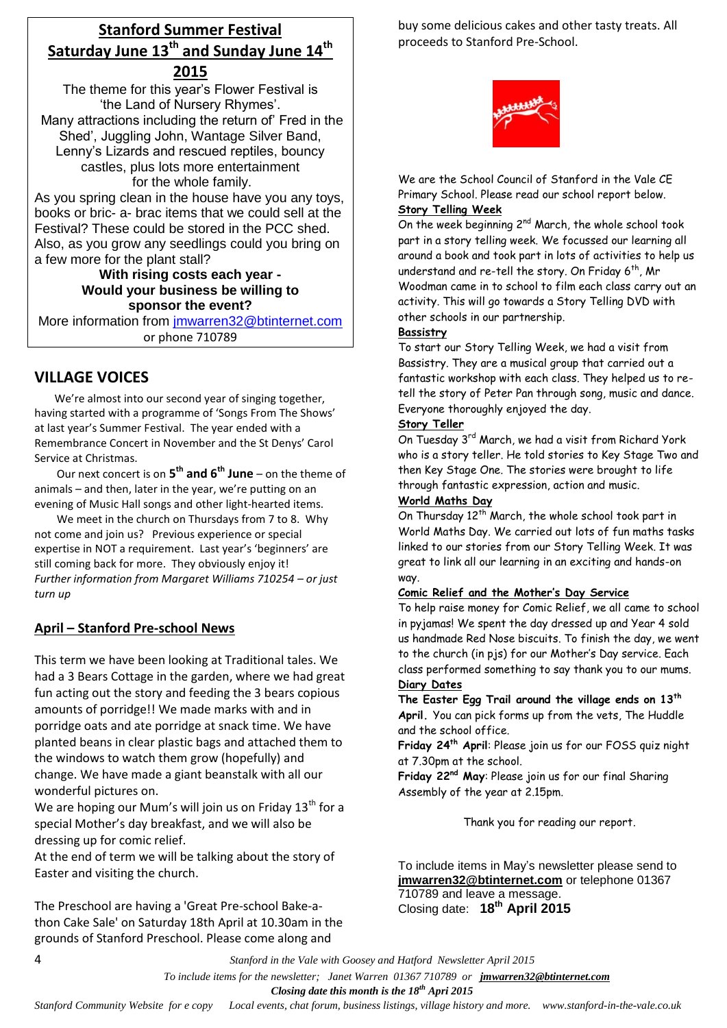## Stanford Summer Festival Saturday June 13th and Sunday June 14th 2015

The theme for this year's Flower Festival is 'the Land of Nursery Rhymes'.
Many attractions including the return of' Fred in the Shed', Juggling John, Wantage Silver Band, Lenny's Lizards and rescued reptiles, bouncy castles, plus lots more entertainment for the whole family.
As you spring clean in the house have you any toys, books or bric- a- brac items that we could sell at the Festival? These could be stored in the PCC shed. Also, as you grow any seedlings could you bring on a few more for the plant stall?

**With rising costs each year - Would your business be willing to sponsor the event?**

More information from jmwarren32@btinternet.com or phone 710789

## VILLAGE VOICES

We're almost into our second year of singing together, having started with a programme of 'Songs From The Shows' at last year's Summer Festival. The year ended with a Remembrance Concert in November and the St Denys' Carol Service at Christmas.

Our next concert is on **5th and 6th June** – on the theme of animals – and then, later in the year, we're putting on an evening of Music Hall songs and other light-hearted items.

We meet in the church on Thursdays from 7 to 8. Why not come and join us? Previous experience or special expertise in NOT a requirement. Last year's 'beginners' are still coming back for more. They obviously enjoy it!
*Further information from Margaret Williams 710254 – or just turn up*

## April – Stanford Pre-school News

This term we have been looking at Traditional tales. We had a 3 Bears Cottage in the garden, where we had great fun acting out the story and feeding the 3 bears copious amounts of porridge!! We made marks with and in porridge oats and ate porridge at snack time. We have planted beans in clear plastic bags and attached them to the windows to watch them grow (hopefully) and change. We have made a giant beanstalk with all our wonderful pictures on.
We are hoping our Mum's will join us on Friday 13th for a special Mother's day breakfast, and we will also be dressing up for comic relief.
At the end of term we will be talking about the story of Easter and visiting the church.

The Preschool are having a 'Great Pre-school Bake-a-thon Cake Sale' on Saturday 18th April at 10.30am in the grounds of Stanford Preschool. Please come along and buy some delicious cakes and other tasty treats. All proceeds to Stanford Pre-School.

We are the School Council of Stanford in the Vale CE Primary School. Please read our school report below.

**Story Telling Week**

On the week beginning 2nd March, the whole school took part in a story telling week. We focussed our learning all around a book and took part in lots of activities to help us understand and re-tell the story. On Friday 6th, Mr Woodman came in to school to film each class carry out an activity. This will go towards a Story Telling DVD with other schools in our partnership.

**Bassistry**

To start our Story Telling Week, we had a visit from Bassistry. They are a musical group that carried out a fantastic workshop with each class. They helped us to re-tell the story of Peter Pan through song, music and dance. Everyone thoroughly enjoyed the day.

**Story Teller**

On Tuesday 3rd March, we had a visit from Richard York who is a story teller. He told stories to Key Stage Two and then Key Stage One. The stories were brought to life through fantastic expression, action and music.

**World Maths Day**

On Thursday 12th March, the whole school took part in World Maths Day. We carried out lots of fun maths tasks linked to our stories from our Story Telling Week. It was great to link all our learning in an exciting and hands-on way.

**Comic Relief and the Mother's Day Service**

To help raise money for Comic Relief, we all came to school in pyjamas! We spent the day dressed up and Year 4 sold us handmade Red Nose biscuits. To finish the day, we went to the church (in pjs) for our Mother's Day service. Each class performed something to say thank you to our mums.

**Diary Dates**

**The Easter Egg Trail around the village ends on 13th April.** You can pick forms up from the vets, The Huddle and the school office.
**Friday 24th April**: Please join us for our FOSS quiz night at 7.30pm at the school.
**Friday 22nd May**: Please join us for our final Sharing Assembly of the year at 2.15pm.

Thank you for reading our report.

To include items in May's newsletter please send to **jmwarren32@btinternet.com** or telephone 01367 710789 and leave a message.
Closing date: **18th April 2015**